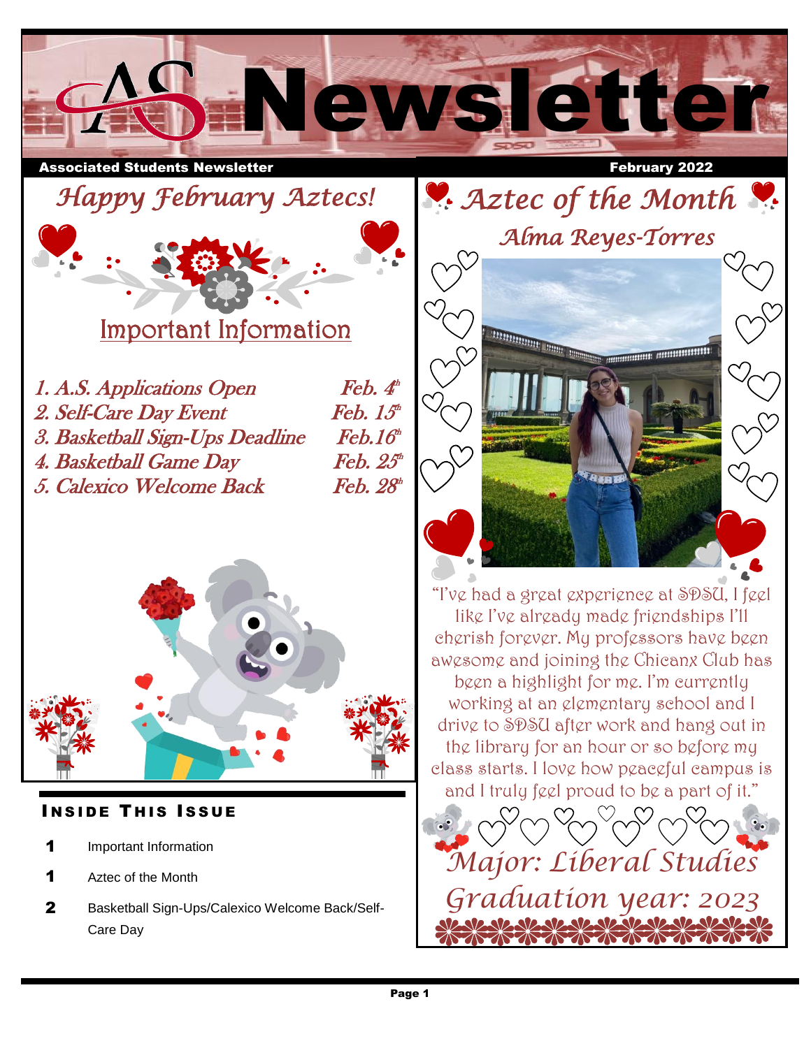# AS Newsletter

**Associated Students Newsletter** — **February 2022**

## *Happy February Aztecs!*

### Important Information

1. *A.S. Applications Open* — *Feb. 4th*
2. *Self-Care Day Event* — *Feb. 15th*
3. *Basketball Sign-Ups Deadline* — *Feb.16th*
4. *Basketball Game Day* — *Feb. 25th*
5. *Calexico Welcome Back* — *Feb. 28th*

### INSIDE THIS ISSUE

| | |
|---|---|
| 1 | Important Information |
| 1 | Aztec of the Month |
| 2 | Basketball Sign-Ups/Calexico Welcome Back/Self-Care Day |

## *Aztec of the Month*

### *Alma Reyes-Torres*

"I've had a great experience at SDSU, I feel like I've already made friendships I'll cherish forever. My professors have been awesome and joining the Chicanx Club has been a highlight for me. I'm currently working at an elementary school and I drive to SDSU after work and hang out in the library for an hour or so before my class starts. I love how peaceful campus is and I truly feel proud to be a part of it."

*Major: Liberal Studies*

*Graduation year: 2023*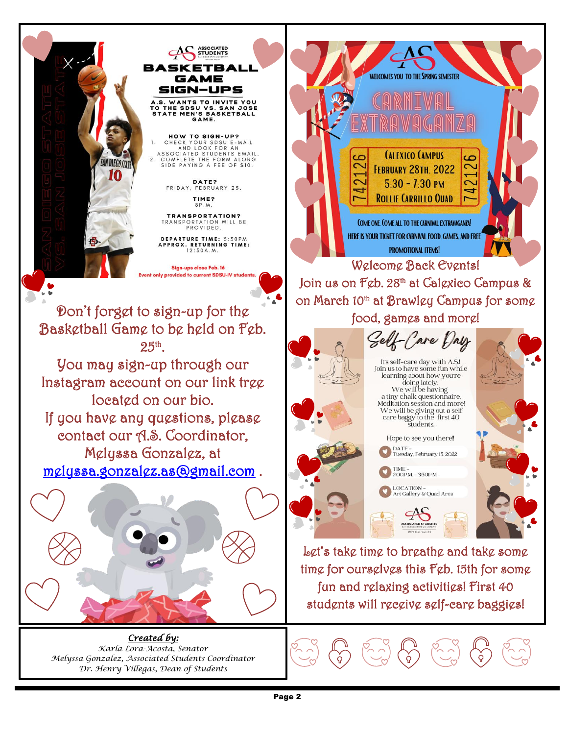ASSOCIATED STUDENTS

# BASKETBALL GAME SIGN-UPS

A.S. WANTS TO INVITE YOU TO THE SDSU VS. SAN JOSE STATE MEN'S BASKETBALL GAME.

HOW TO SIGN-UP?

1. CHECK YOUR SDSU E-MAIL AND LOOK FOR AN ASSOCIATED STUDENTS EMAIL.
2. COMPLETE THE FORM ALONG SIDE PAYING A FEE OF $10.

DATE?
FRIDAY, FEBRUARY 25.

TIME?
8P.M.

TRANSPORTATION?
TRANSPORTATION WILL BE PROVIDED.

DEPARTURE TIME: 5:30PM
APPROX. RETURNING TIME: 12:30A.M.

Sign-ups close Feb. 16
Event only provided to current SDSU-IV students.

SAN DIEGO STATE VS. SAN JOSE STATE

Don't forget to sign-up for the Basketball Game to be held on Feb. 25th.

You may sign-up through our Instagram account on our link tree located on our bio.

If you have any questions, please contact our A.S. Coordinator, Melyssa Gonzalez, at melyssa.gonzalez.as@gmail.com .

WELCOMES YOU TO THE SPRING SEMESTER

# CARNIVAL EXTRAVAGANZA

742126

CALEXICO CAMPUS
FEBRUARY 28TH. 2022
5:30 - 7:30 PM
ROLLIE CARRILLO QUAD

742126

COME ONE COME ALL TO THE CARNIVAL EXTRAVAGANZA!
HERE IS YOUR TICKET FOR CARNIVAL FOOD, GAMES, AND FREE PROMOTIONAL ITEMS!

Welcome Back Events!
Join us on Feb. 28th at Calexico Campus & on March 10th at Brawley Campus for some food, games and more!

# Self-Care Day

It's self-care day with A.S! Join us to have some fun while learning about how youre doing lately. We will be having a tiny chalk questionnaire, Meditation session and more! We will be giving out a self care baggy to the first 40 students.

Hope to see you there!

DATE - Tuesday, February 15, 2022

TIME - 2:00P.M. - 3:30P.M.

LOCATION - Art Gallery & Quad Area

ASSOCIATED STUDENTS

Let's take time to breathe and take some time for ourselves this Feb. 15th for some fun and relaxing activities! First 40 students will receive self-care baggies!

***Created by:***
*Karla Lora-Acosta, Senator*
*Melyssa Gonzalez, Associated Students Coordinator*
*Dr. Henry Villegas, Dean of Students*